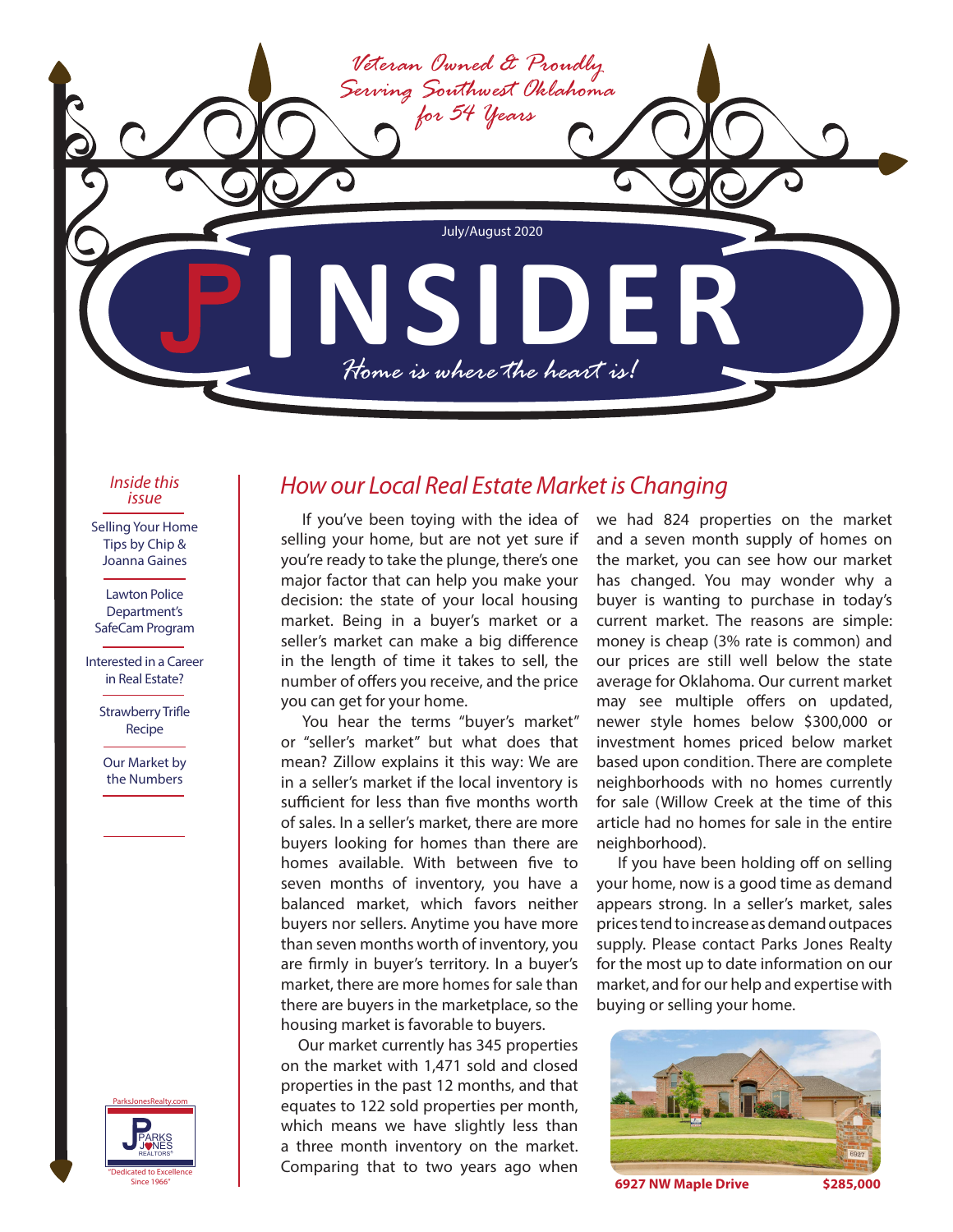*Veteran Owned & Proudly Serving Southwest Oklahoma for 54 Years*

July/August 2020

# INSIDER

*Home is where the heart is!*

*Inside this issue*

- Selling Your Home Tips by Chip & Joanna Gaines
- Lawton Police Department's SafeCam Program
- Interested in a Career in Real Estate?
- Strawberry Trifle Recipe
- Our Market by the Numbers

ParksJonesRealty.com

PARKS JONES REALTORS®

"Dedicated to Excellence Since 1966"

## *How our Local Real Estate Market is Changing*

If you've been toying with the idea of selling your home, but are not yet sure if you're ready to take the plunge, there's one major factor that can help you make your decision: the state of your local housing market. Being in a buyer's market or a seller's market can make a big difference in the length of time it takes to sell, the number of offers you receive, and the price you can get for your home.

You hear the terms "buyer's market" or "seller's market" but what does that mean? Zillow explains it this way: We are in a seller's market if the local inventory is sufficient for less than five months worth of sales. In a seller's market, there are more buyers looking for homes than there are homes available. With between five to seven months of inventory, you have a balanced market, which favors neither buyers nor sellers. Anytime you have more than seven months worth of inventory, you are firmly in buyer's territory. In a buyer's market, there are more homes for sale than there are buyers in the marketplace, so the housing market is favorable to buyers.

Our market currently has 345 properties on the market with 1,471 sold and closed properties in the past 12 months, and that equates to 122 sold properties per month, which means we have slightly less than a three month inventory on the market. Comparing that to two years ago when we had 824 properties on the market and a seven month supply of homes on the market, you can see how our market has changed. You may wonder why a buyer is wanting to purchase in today's current market. The reasons are simple: money is cheap (3% rate is common) and our prices are still well below the state average for Oklahoma. Our current market may see multiple offers on updated, newer style homes below $300,000 or investment homes priced below market based upon condition. There are complete neighborhoods with no homes currently for sale (Willow Creek at the time of this article had no homes for sale in the entire neighborhood).

If you have been holding off on selling your home, now is a good time as demand appears strong. In a seller's market, sales prices tend to increase as demand outpaces supply. Please contact Parks Jones Realty for the most up to date information on our market, and for our help and expertise with buying or selling your home.

**6927 NW Maple Drive** **$285,000**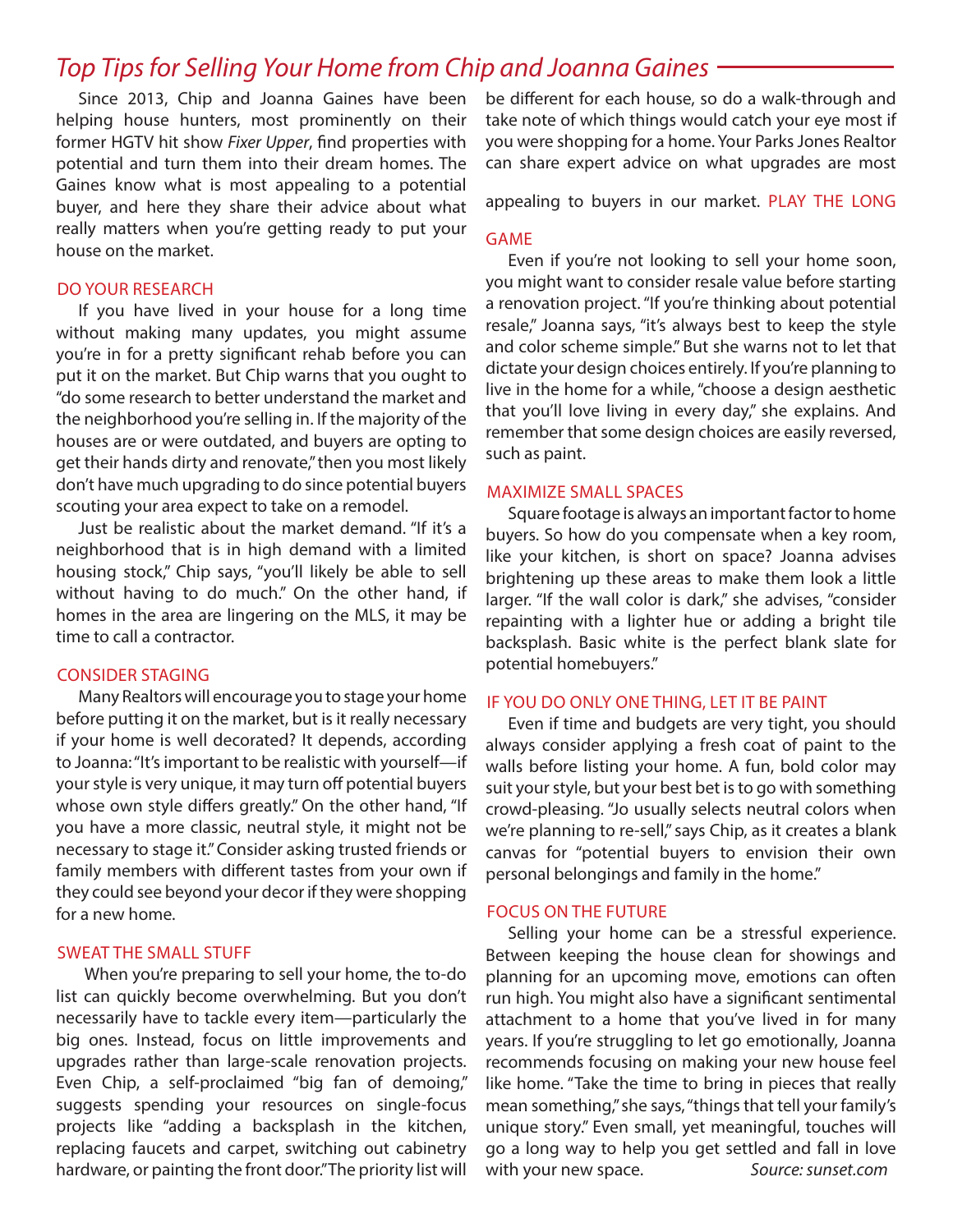## *Top Tips for Selling Your Home from Chip and Joanna Gaines*

Since 2013, Chip and Joanna Gaines have been helping house hunters, most prominently on their former HGTV hit show *Fixer Upper*, find properties with potential and turn them into their dream homes. The Gaines know what is most appealing to a potential buyer, and here they share their advice about what really matters when you're getting ready to put your house on the market.

### DO YOUR RESEARCH

If you have lived in your house for a long time without making many updates, you might assume you're in for a pretty significant rehab before you can put it on the market. But Chip warns that you ought to "do some research to better understand the market and the neighborhood you're selling in. If the majority of the houses are or were outdated, and buyers are opting to get their hands dirty and renovate," then you most likely don't have much upgrading to do since potential buyers scouting your area expect to take on a remodel.

Just be realistic about the market demand. "If it's a neighborhood that is in high demand with a limited housing stock," Chip says, "you'll likely be able to sell without having to do much." On the other hand, if homes in the area are lingering on the MLS, it may be time to call a contractor.

### CONSIDER STAGING

Many Realtors will encourage you to stage your home before putting it on the market, but is it really necessary if your home is well decorated? It depends, according to Joanna: "It's important to be realistic with yourself—if your style is very unique, it may turn off potential buyers whose own style differs greatly." On the other hand, "If you have a more classic, neutral style, it might not be necessary to stage it." Consider asking trusted friends or family members with different tastes from your own if they could see beyond your decor if they were shopping for a new home.

### SWEAT THE SMALL STUFF

When you're preparing to sell your home, the to-do list can quickly become overwhelming. But you don't necessarily have to tackle every item—particularly the big ones. Instead, focus on little improvements and upgrades rather than large-scale renovation projects. Even Chip, a self-proclaimed "big fan of demoing," suggests spending your resources on single-focus projects like "adding a backsplash in the kitchen, replacing faucets and carpet, switching out cabinetry hardware, or painting the front door." The priority list will be different for each house, so do a walk-through and take note of which things would catch your eye most if you were shopping for a home. Your Parks Jones Realtor can share expert advice on what upgrades are most appealing to buyers in our market.

### PLAY THE LONG GAME

Even if you're not looking to sell your home soon, you might want to consider resale value before starting a renovation project. "If you're thinking about potential resale," Joanna says, "it's always best to keep the style and color scheme simple." But she warns not to let that dictate your design choices entirely. If you're planning to live in the home for a while, "choose a design aesthetic that you'll love living in every day," she explains. And remember that some design choices are easily reversed, such as paint.

### MAXIMIZE SMALL SPACES

Square footage is always an important factor to home buyers. So how do you compensate when a key room, like your kitchen, is short on space? Joanna advises brightening up these areas to make them look a little larger. "If the wall color is dark," she advises, "consider repainting with a lighter hue or adding a bright tile backsplash. Basic white is the perfect blank slate for potential homebuyers."

### IF YOU DO ONLY ONE THING, LET IT BE PAINT

Even if time and budgets are very tight, you should always consider applying a fresh coat of paint to the walls before listing your home. A fun, bold color may suit your style, but your best bet is to go with something crowd-pleasing. "Jo usually selects neutral colors when we're planning to re-sell," says Chip, as it creates a blank canvas for "potential buyers to envision their own personal belongings and family in the home."

### FOCUS ON THE FUTURE

Selling your home can be a stressful experience. Between keeping the house clean for showings and planning for an upcoming move, emotions can often run high. You might also have a significant sentimental attachment to a home that you've lived in for many years. If you're struggling to let go emotionally, Joanna recommends focusing on making your new house feel like home. "Take the time to bring in pieces that really mean something," she says, "things that tell your family's unique story." Even small, yet meaningful, touches will go a long way to help you get settled and fall in love with your new space.

*Source: sunset.com*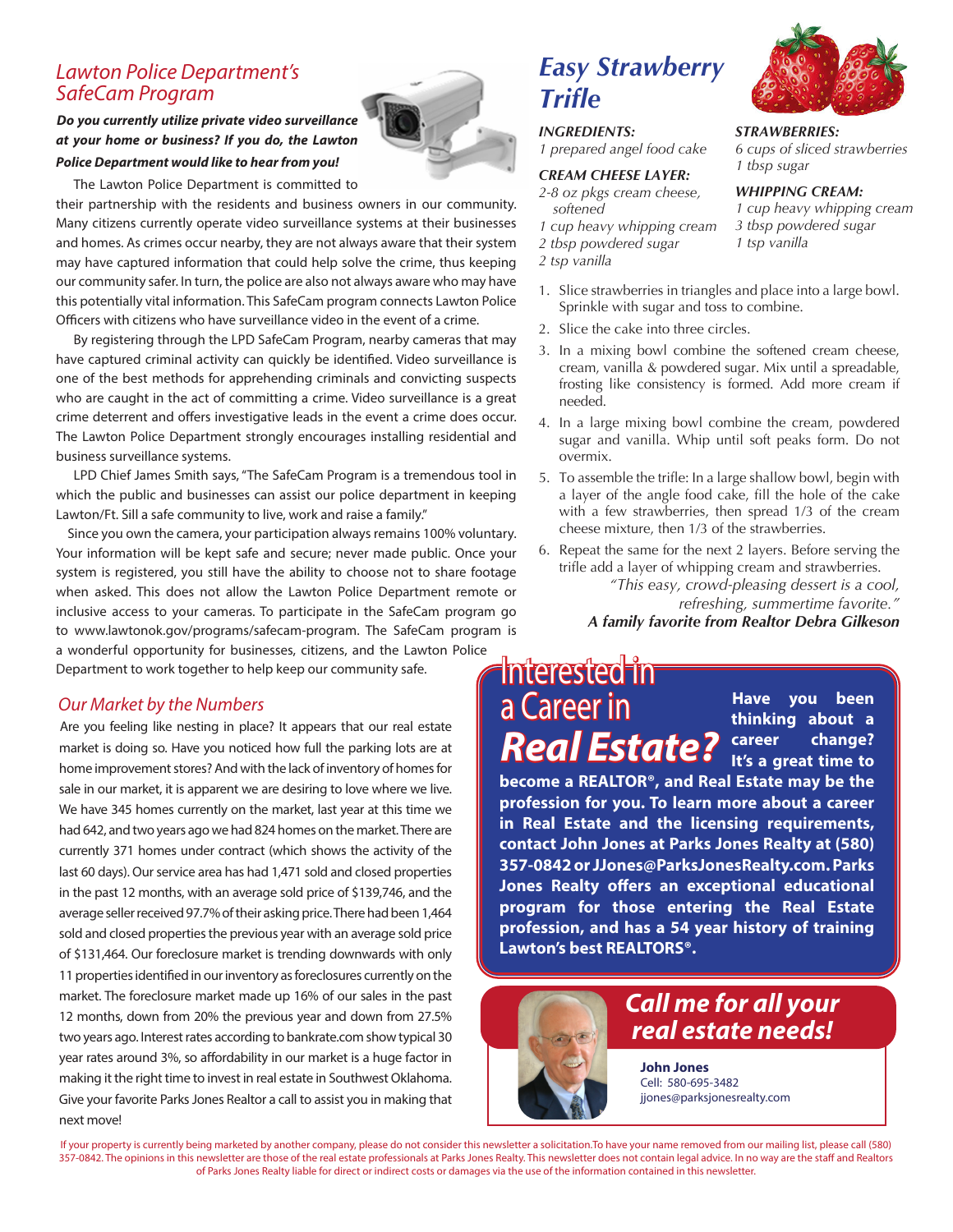## Lawton Police Department's SafeCam Program

***Do you currently utilize private video surveillance at your home or business? If you do, the Lawton Police Department would like to hear from you!***

The Lawton Police Department is committed to their partnership with the residents and business owners in our community. Many citizens currently operate video surveillance systems at their businesses and homes. As crimes occur nearby, they are not always aware that their system may have captured information that could help solve the crime, thus keeping our community safer. In turn, the police are also not always aware who may have this potentially vital information. This SafeCam program connects Lawton Police Officers with citizens who have surveillance video in the event of a crime.

By registering through the LPD SafeCam Program, nearby cameras that may have captured criminal activity can quickly be identified. Video surveillance is one of the best methods for apprehending criminals and convicting suspects who are caught in the act of committing a crime. Video surveillance is a great crime deterrent and offers investigative leads in the event a crime does occur. The Lawton Police Department strongly encourages installing residential and business surveillance systems.

LPD Chief James Smith says, "The SafeCam Program is a tremendous tool in which the public and businesses can assist our police department in keeping Lawton/Ft. Sill a safe community to live, work and raise a family."

Since you own the camera, your participation always remains 100% voluntary. Your information will be kept safe and secure; never made public. Once your system is registered, you still have the ability to choose not to share footage when asked. This does not allow the Lawton Police Department remote or inclusive access to your cameras. To participate in the SafeCam program go to www.lawtonok.gov/programs/safecam-program. The SafeCam program is a wonderful opportunity for businesses, citizens, and the Lawton Police Department to work together to help keep our community safe.

## Our Market by the Numbers

Are you feeling like nesting in place? It appears that our real estate market is doing so. Have you noticed how full the parking lots are at home improvement stores? And with the lack of inventory of homes for sale in our market, it is apparent we are desiring to love where we live. We have 345 homes currently on the market, last year at this time we had 642, and two years ago we had 824 homes on the market. There are currently 371 homes under contract (which shows the activity of the last 60 days). Our service area has had 1,471 sold and closed properties in the past 12 months, with an average sold price of $139,746, and the average seller received 97.7% of their asking price. There had been 1,464 sold and closed properties the previous year with an average sold price of $131,464. Our foreclosure market is trending downwards with only 11 properties identified in our inventory as foreclosures currently on the market. The foreclosure market made up 16% of our sales in the past 12 months, down from 20% the previous year and down from 27.5% two years ago. Interest rates according to bankrate.com show typical 30 year rates around 3%, so affordability in our market is a huge factor in making it the right time to invest in real estate in Southwest Oklahoma. Give your favorite Parks Jones Realtor a call to assist you in making that next move!

## *Easy Strawberry Trifle*

***INGREDIENTS:***
*1 prepared angel food cake*

***CREAM CHEESE LAYER:***
*2-8 oz pkgs cream cheese, softened*
*1 cup heavy whipping cream*
*2 tbsp powdered sugar*
*2 tsp vanilla*

***STRAWBERRIES:***
*6 cups of sliced strawberries*
*1 tbsp sugar*

***WHIPPING CREAM:***
*1 cup heavy whipping cream*
*3 tbsp powdered sugar*
*1 tsp vanilla*

1. Slice strawberries in triangles and place into a large bowl. Sprinkle with sugar and toss to combine.
2. Slice the cake into three circles.
3. In a mixing bowl combine the softened cream cheese, cream, vanilla & powdered sugar. Mix until a spreadable, frosting like consistency is formed. Add more cream if needed.
4. In a large mixing bowl combine the cream, powdered sugar and vanilla. Whip until soft peaks form. Do not overmix.
5. To assemble the trifle: In a large shallow bowl, begin with a layer of the angle food cake, fill the hole of the cake with a few strawberries, then spread 1/3 of the cream cheese mixture, then 1/3 of the strawberries.
6. Repeat the same for the next 2 layers. Before serving the trifle add a layer of whipping cream and strawberries.

*"This easy, crowd-pleasing dessert is a cool, refreshing, summertime favorite."*
***A family favorite from Realtor Debra Gilkeson***

## Interested in a Career in *Real Estate?*

**Have you been thinking about a career change? It's a great time to become a REALTOR®, and Real Estate may be the profession for you. To learn more about a career in Real Estate and the licensing requirements, contact John Jones at Parks Jones Realty at (580) 357-0842 or JJones@ParksJonesRealty.com. Parks Jones Realty offers an exceptional educational program for those entering the Real Estate profession, and has a 54 year history of training Lawton's best REALTORS®.**

## *Call me for all your real estate needs!*

**John Jones**
Cell: 580-695-3482
jjones@parksjonesrealty.com

If your property is currently being marketed by another company, please do not consider this newsletter a solicitation.To have your name removed from our mailing list, please call (580) 357-0842. The opinions in this newsletter are those of the real estate professionals at Parks Jones Realty. This newsletter does not contain legal advice. In no way are the staff and Realtors of Parks Jones Realty liable for direct or indirect costs or damages via the use of the information contained in this newsletter.